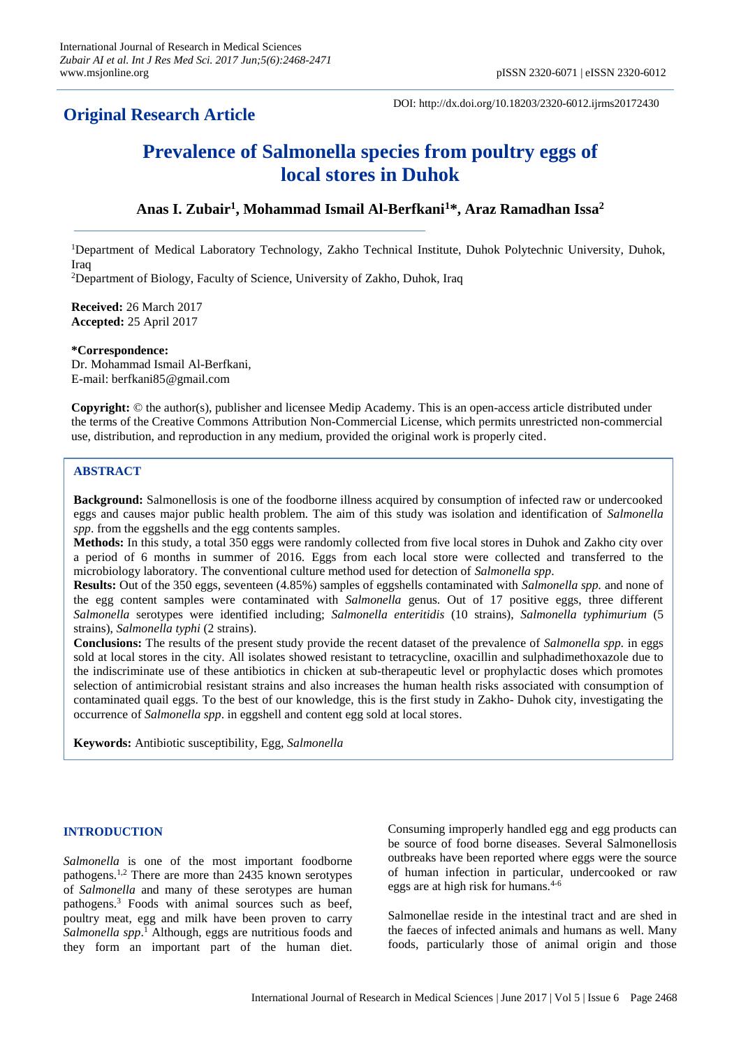**Original Research Article**

DOI: http://dx.doi.org/10.18203/2320-6012.ijrms20172430

# Prevalence of Salmonella species from poultry eggs of local stores in Duhok

**Anas I. Zubair[1], Mohammad Ismail Al-Berfkani[1]*, Araz Ramadhan Issa[2]**

[1]Department of Medical Laboratory Technology, Zakho Technical Institute, Duhok Polytechnic University, Duhok, Iraq

[2]Department of Biology, Faculty of Science, University of Zakho, Duhok, Iraq

**Received:** 26 March 2017
**Accepted:** 25 April 2017

***Correspondence:**
Dr. Mohammad Ismail Al-Berfkani,
E-mail: berfkani85@gmail.com

**Copyright:** © the author(s), publisher and licensee Medip Academy. This is an open-access article distributed under the terms of the Creative Commons Attribution Non-Commercial License, which permits unrestricted non-commercial use, distribution, and reproduction in any medium, provided the original work is properly cited.

## ABSTRACT

**Background:** Salmonellosis is one of the foodborne illness acquired by consumption of infected raw or undercooked eggs and causes major public health problem. The aim of this study was isolation and identification of *Salmonella spp*. from the eggshells and the egg contents samples.

**Methods:** In this study, a total 350 eggs were randomly collected from five local stores in Duhok and Zakho city over a period of 6 months in summer of 2016. Eggs from each local store were collected and transferred to the microbiology laboratory. The conventional culture method used for detection of *Salmonella spp*.

**Results:** Out of the 350 eggs, seventeen (4.85%) samples of eggshells contaminated with *Salmonella spp.* and none of the egg content samples were contaminated with *Salmonella* genus. Out of 17 positive eggs, three different *Salmonella* serotypes were identified including; *Salmonella enteritidis* (10 strains), *Salmonella typhimurium* (5 strains), *Salmonella typhi* (2 strains).

**Conclusions:** The results of the present study provide the recent dataset of the prevalence of *Salmonella spp.* in eggs sold at local stores in the city. All isolates showed resistant to tetracycline, oxacillin and sulphadimethoxazole due to the indiscriminate use of these antibiotics in chicken at sub-therapeutic level or prophylactic doses which promotes selection of antimicrobial resistant strains and also increases the human health risks associated with consumption of contaminated quail eggs. To the best of our knowledge, this is the first study in Zakho- Duhok city, investigating the occurrence of *Salmonella spp*. in eggshell and content egg sold at local stores.

**Keywords:** Antibiotic susceptibility, Egg, *Salmonella*

## INTRODUCTION

*Salmonella* is one of the most important foodborne pathogens.[1,2] There are more than 2435 known serotypes of *Salmonella* and many of these serotypes are human pathogens.[3] Foods with animal sources such as beef, poultry meat, egg and milk have been proven to carry *Salmonella spp*.[1] Although, eggs are nutritious foods and they form an important part of the human diet. Consuming improperly handled egg and egg products can be source of food borne diseases. Several Salmonellosis outbreaks have been reported where eggs were the source of human infection in particular, undercooked or raw eggs are at high risk for humans.[4-6]

Salmonellae reside in the intestinal tract and are shed in the faeces of infected animals and humans as well. Many foods, particularly those of animal origin and those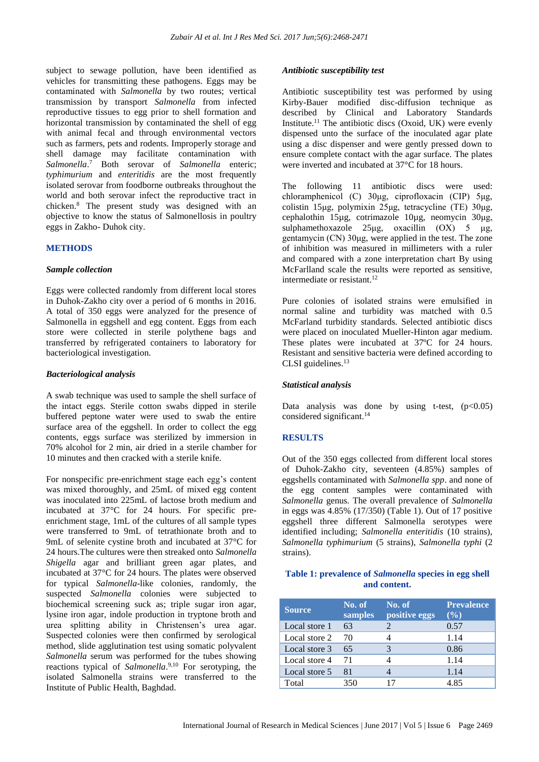subject to sewage pollution, have been identified as vehicles for transmitting these pathogens. Eggs may be contaminated with *Salmonella* by two routes; vertical transmission by transport *Salmonella* from infected reproductive tissues to egg prior to shell formation and horizontal transmission by contaminated the shell of egg with animal fecal and through environmental vectors such as farmers, pets and rodents. Improperly storage and shell damage may facilitate contamination with *Salmonella*.[7] Both serovar of *Salmonella* enteric; *typhimurium* and *enteritidis* are the most frequently isolated serovar from foodborne outbreaks throughout the world and both serovar infect the reproductive tract in chicken.[8] The present study was designed with an objective to know the status of Salmonellosis in poultry eggs in Zakho- Duhok city.

## METHODS

### *Sample collection*

Eggs were collected randomly from different local stores in Duhok-Zakho city over a period of 6 months in 2016. A total of 350 eggs were analyzed for the presence of Salmonella in eggshell and egg content. Eggs from each store were collected in sterile polythene bags and transferred by refrigerated containers to laboratory for bacteriological investigation.

### *Bacteriological analysis*

A swab technique was used to sample the shell surface of the intact eggs. Sterile cotton swabs dipped in sterile buffered peptone water were used to swab the entire surface area of the eggshell. In order to collect the egg contents, eggs surface was sterilized by immersion in 70% alcohol for 2 min, air dried in a sterile chamber for 10 minutes and then cracked with a sterile knife.

For nonspecific pre-enrichment stage each egg's content was mixed thoroughly, and 25mL of mixed egg content was inoculated into 225mL of lactose broth medium and incubated at 37°C for 24 hours. For specific pre-enrichment stage, 1mL of the cultures of all sample types were transferred to 9mL of tetrathionate broth and to 9mL of selenite cystine broth and incubated at 37°C for 24 hours.The cultures were then streaked onto *Salmonella Shigella* agar and brilliant green agar plates, and incubated at 37°C for 24 hours. The plates were observed for typical *Salmonella*-like colonies, randomly, the suspected *Salmonella* colonies were subjected to biochemical screening suck as; triple sugar iron agar, lysine iron agar, indole production in tryptone broth and urea splitting ability in Christensen's urea agar. Suspected colonies were then confirmed by serological method, slide agglutination test using somatic polyvalent *Salmonella* serum was performed for the tubes showing reactions typical of *Salmonella*.[9,10] For serotyping, the isolated Salmonella strains were transferred to the Institute of Public Health, Baghdad.

### *Antibiotic susceptibility test*

Antibiotic susceptibility test was performed by using Kirby-Bauer modified disc-diffusion technique as described by Clinical and Laboratory Standards Institute.[11] The antibiotic discs (Oxoid, UK) were evenly dispensed unto the surface of the inoculated agar plate using a disc dispenser and were gently pressed down to ensure complete contact with the agar surface. The plates were inverted and incubated at 37°C for 18 hours.

The following 11 antibiotic discs were used: chloramphenicol (C) 30µg, ciprofloxacin (CIP) 5µg, colistin 15µg, polymixin 25µg, tetracycline (TE) 30µg, cephalothin 15µg, cotrimazole 10µg, neomycin 30µg, sulphamethoxazole 25µg, oxacillin (OX) 5 µg, gentamycin (CN) 30µg, were applied in the test. The zone of inhibition was measured in millimeters with a ruler and compared with a zone interpretation chart By using McFarlland scale the results were reported as sensitive, intermediate or resistant.[12]

Pure colonies of isolated strains were emulsified in normal saline and turbidity was matched with 0.5 McFarland turbidity standards. Selected antibiotic discs were placed on inoculated Mueller-Hinton agar medium. These plates were incubated at 37ºC for 24 hours. Resistant and sensitive bacteria were defined according to CLSI guidelines.[13]

### *Statistical analysis*

Data analysis was done by using t-test, ($p<0.05$) considered significant.[14]

## RESULTS

Out of the 350 eggs collected from different local stores of Duhok-Zakho city, seventeen (4.85%) samples of eggshells contaminated with *Salmonella spp*. and none of the egg content samples were contaminated with *Salmonella* genus. The overall prevalence of *Salmonella* in eggs was 4.85% (17/350) (Table 1). Out of 17 positive eggshell three different Salmonella serotypes were identified including; *Salmonella enteritidis* (10 strains), *Salmonella typhimurium* (5 strains), *Salmonella typhi* (2 strains).

**Table 1: prevalence of *Salmonella* species in egg shell and content.**

| Source | No. of samples | No. of positive eggs | Prevalence (%) |
|---|---|---|---|
| Local store 1 | 63 | 2 | 0.57 |
| Local store 2 | 70 | 4 | 1.14 |
| Local store 3 | 65 | 3 | 0.86 |
| Local store 4 | 71 | 4 | 1.14 |
| Local store 5 | 81 | 4 | 1.14 |
| Total | 350 | 17 | 4.85 |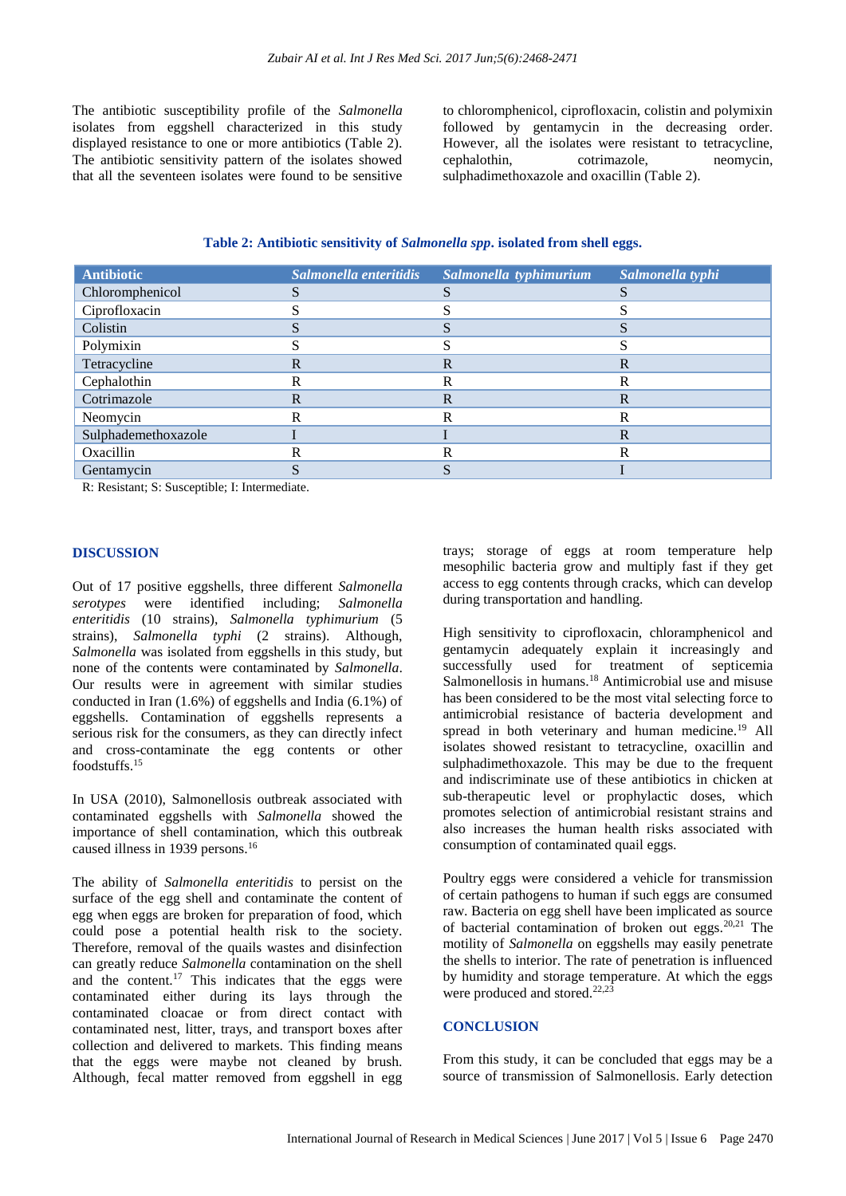The antibiotic susceptibility profile of the *Salmonella* isolates from eggshell characterized in this study displayed resistance to one or more antibiotics (Table 2). The antibiotic sensitivity pattern of the isolates showed that all the seventeen isolates were found to be sensitive to chloromphenicol, ciprofloxacin, colistin and polymixin followed by gentamycin in the decreasing order. However, all the isolates were resistant to tetracycline, cephalothin, cotrimazole, neomycin, sulphadimethoxazole and oxacillin (Table 2).

**Table 2: Antibiotic sensitivity of *Salmonella spp*. isolated from shell eggs.**

| Antibiotic | *Salmonella enteritidis* | *Salmonella typhimurium* | *Salmonella typhi* |
|---|---|---|---|
| Chloromphenicol | S | S | S |
| Ciprofloxacin | S | S | S |
| Colistin | S | S | S |
| Polymixin | S | S | S |
| Tetracycline | R | R | R |
| Cephalothin | R | R | R |
| Cotrimazole | R | R | R |
| Neomycin | R | R | R |
| Sulphademethoxazole | I | I | R |
| Oxacillin | R | R | R |
| Gentamycin | S | S | I |

R: Resistant; S: Susceptible; I: Intermediate.

## DISCUSSION

Out of 17 positive eggshells, three different *Salmonella serotypes* were identified including; *Salmonella enteritidis* (10 strains), *Salmonella typhimurium* (5 strains), *Salmonella typhi* (2 strains). Although, *Salmonella* was isolated from eggshells in this study, but none of the contents were contaminated by *Salmonella*. Our results were in agreement with similar studies conducted in Iran (1.6%) of eggshells and India (6.1%) of eggshells. Contamination of eggshells represents a serious risk for the consumers, as they can directly infect and cross-contaminate the egg contents or other foodstuffs.[15]

In USA (2010), Salmonellosis outbreak associated with contaminated eggshells with *Salmonella* showed the importance of shell contamination, which this outbreak caused illness in 1939 persons.[16]

The ability of *Salmonella enteritidis* to persist on the surface of the egg shell and contaminate the content of egg when eggs are broken for preparation of food, which could pose a potential health risk to the society. Therefore, removal of the quails wastes and disinfection can greatly reduce *Salmonella* contamination on the shell and the content.[17] This indicates that the eggs were contaminated either during its lays through the contaminated cloacae or from direct contact with contaminated nest, litter, trays, and transport boxes after collection and delivered to markets. This finding means that the eggs were maybe not cleaned by brush. Although, fecal matter removed from eggshell in egg trays; storage of eggs at room temperature help mesophilic bacteria grow and multiply fast if they get access to egg contents through cracks, which can develop during transportation and handling.

High sensitivity to ciprofloxacin, chloramphenicol and gentamycin adequately explain it increasingly and successfully used for treatment of septicemia Salmonellosis in humans.[18] Antimicrobial use and misuse has been considered to be the most vital selecting force to antimicrobial resistance of bacteria development and spread in both veterinary and human medicine.[19] All isolates showed resistant to tetracycline, oxacillin and sulphadimethoxazole. This may be due to the frequent and indiscriminate use of these antibiotics in chicken at sub-therapeutic level or prophylactic doses, which promotes selection of antimicrobial resistant strains and also increases the human health risks associated with consumption of contaminated quail eggs.

Poultry eggs were considered a vehicle for transmission of certain pathogens to human if such eggs are consumed raw. Bacteria on egg shell have been implicated as source of bacterial contamination of broken out eggs.[20,21] The motility of *Salmonella* on eggshells may easily penetrate the shells to interior. The rate of penetration is influenced by humidity and storage temperature. At which the eggs were produced and stored.[22,23]

## CONCLUSION

From this study, it can be concluded that eggs may be a source of transmission of Salmonellosis. Early detection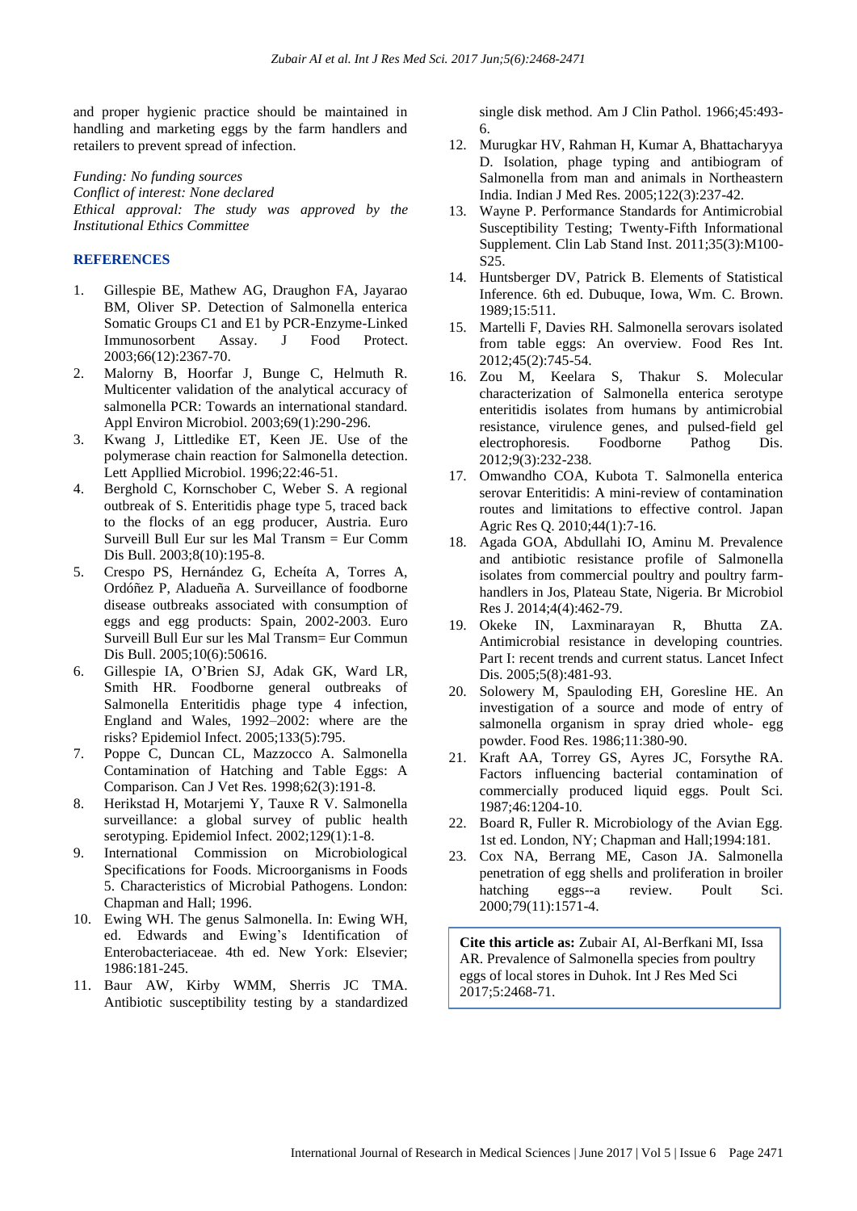and proper hygienic practice should be maintained in handling and marketing eggs by the farm handlers and retailers to prevent spread of infection.

*Funding: No funding sources*
*Conflict of interest: None declared*
*Ethical approval: The study was approved by the Institutional Ethics Committee*

## REFERENCES

1. Gillespie BE, Mathew AG, Draughon FA, Jayarao BM, Oliver SP. Detection of Salmonella enterica Somatic Groups C1 and E1 by PCR-Enzyme-Linked Immunosorbent Assay. J Food Protect. 2003;66(12):2367-70.
2. Malorny B, Hoorfar J, Bunge C, Helmuth R. Multicenter validation of the analytical accuracy of salmonella PCR: Towards an international standard. Appl Environ Microbiol. 2003;69(1):290-296.
3. Kwang J, Littledike ET, Keen JE. Use of the polymerase chain reaction for Salmonella detection. Lett Appllied Microbiol. 1996;22:46-51.
4. Berghold C, Kornschober C, Weber S. A regional outbreak of S. Enteritidis phage type 5, traced back to the flocks of an egg producer, Austria. Euro Surveill Bull Eur sur les Mal Transm = Eur Comm Dis Bull. 2003;8(10):195-8.
5. Crespo PS, Hernández G, Echeíta A, Torres A, Ordóñez P, Aladueña A. Surveillance of foodborne disease outbreaks associated with consumption of eggs and egg products: Spain, 2002-2003. Euro Surveill Bull Eur sur les Mal Transm= Eur Commun Dis Bull. 2005;10(6):50616.
6. Gillespie IA, O'Brien SJ, Adak GK, Ward LR, Smith HR. Foodborne general outbreaks of Salmonella Enteritidis phage type 4 infection, England and Wales, 1992–2002: where are the risks? Epidemiol Infect. 2005;133(5):795.
7. Poppe C, Duncan CL, Mazzocco A. Salmonella Contamination of Hatching and Table Eggs: A Comparison. Can J Vet Res. 1998;62(3):191-8.
8. Herikstad H, Motarjemi Y, Tauxe R V. Salmonella surveillance: a global survey of public health serotyping. Epidemiol Infect. 2002;129(1):1-8.
9. International Commission on Microbiological Specifications for Foods. Microorganisms in Foods 5. Characteristics of Microbial Pathogens. London: Chapman and Hall; 1996.
10. Ewing WH. The genus Salmonella. In: Ewing WH, ed. Edwards and Ewing's Identification of Enterobacteriaceae. 4th ed. New York: Elsevier; 1986:181-245.
11. Baur AW, Kirby WMM, Sherris JC TMA. Antibiotic susceptibility testing by a standardized single disk method. Am J Clin Pathol. 1966;45:493-6.
12. Murugkar HV, Rahman H, Kumar A, Bhattacharyya D. Isolation, phage typing and antibiogram of Salmonella from man and animals in Northeastern India. Indian J Med Res. 2005;122(3):237-42.
13. Wayne P. Performance Standards for Antimicrobial Susceptibility Testing; Twenty-Fifth Informational Supplement. Clin Lab Stand Inst. 2011;35(3):M100-S25.
14. Huntsberger DV, Patrick B. Elements of Statistical Inference. 6th ed. Dubuque, Iowa, Wm. C. Brown. 1989;15:511.
15. Martelli F, Davies RH. Salmonella serovars isolated from table eggs: An overview. Food Res Int. 2012;45(2):745-54.
16. Zou M, Keelara S, Thakur S. Molecular characterization of Salmonella enterica serotype enteritidis isolates from humans by antimicrobial resistance, virulence genes, and pulsed-field gel electrophoresis. Foodborne Pathog Dis. 2012;9(3):232-238.
17. Omwandho COA, Kubota T. Salmonella enterica serovar Enteritidis: A mini-review of contamination routes and limitations to effective control. Japan Agric Res Q. 2010;44(1):7-16.
18. Agada GOA, Abdullahi IO, Aminu M. Prevalence and antibiotic resistance profile of Salmonella isolates from commercial poultry and poultry farm-handlers in Jos, Plateau State, Nigeria. Br Microbiol Res J. 2014;4(4):462-79.
19. Okeke IN, Laxminarayan R, Bhutta ZA. Antimicrobial resistance in developing countries. Part I: recent trends and current status. Lancet Infect Dis. 2005;5(8):481-93.
20. Solowery M, Spauloding EH, Goresline HE. An investigation of a source and mode of entry of salmonella organism in spray dried whole- egg powder. Food Res. 1986;11:380-90.
21. Kraft AA, Torrey GS, Ayres JC, Forsythe RA. Factors influencing bacterial contamination of commercially produced liquid eggs. Poult Sci. 1987;46:1204-10.
22. Board R, Fuller R. Microbiology of the Avian Egg. 1st ed. London, NY; Chapman and Hall;1994:181.
23. Cox NA, Berrang ME, Cason JA. Salmonella penetration of egg shells and proliferation in broiler hatching eggs--a review. Poult Sci. 2000;79(11):1571-4.

**Cite this article as:** Zubair AI, Al-Berfkani MI, Issa AR. Prevalence of Salmonella species from poultry eggs of local stores in Duhok. Int J Res Med Sci 2017;5:2468-71.